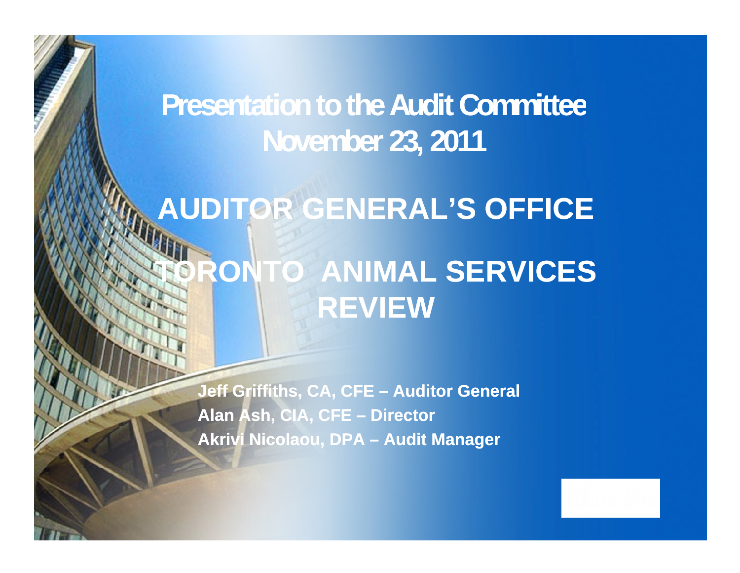# Presentation to the Audit Committee
# November 23, 2011

# AUDITOR GENERAL'S OFFICE

# TORONTO ANIMAL SERVICES REVIEW

**Jeff Griffiths, CA, CFE – Auditor General**
**Alan Ash, CIA, CFE – Director**
**Akrivi Nicolaou, DPA – Audit Manager**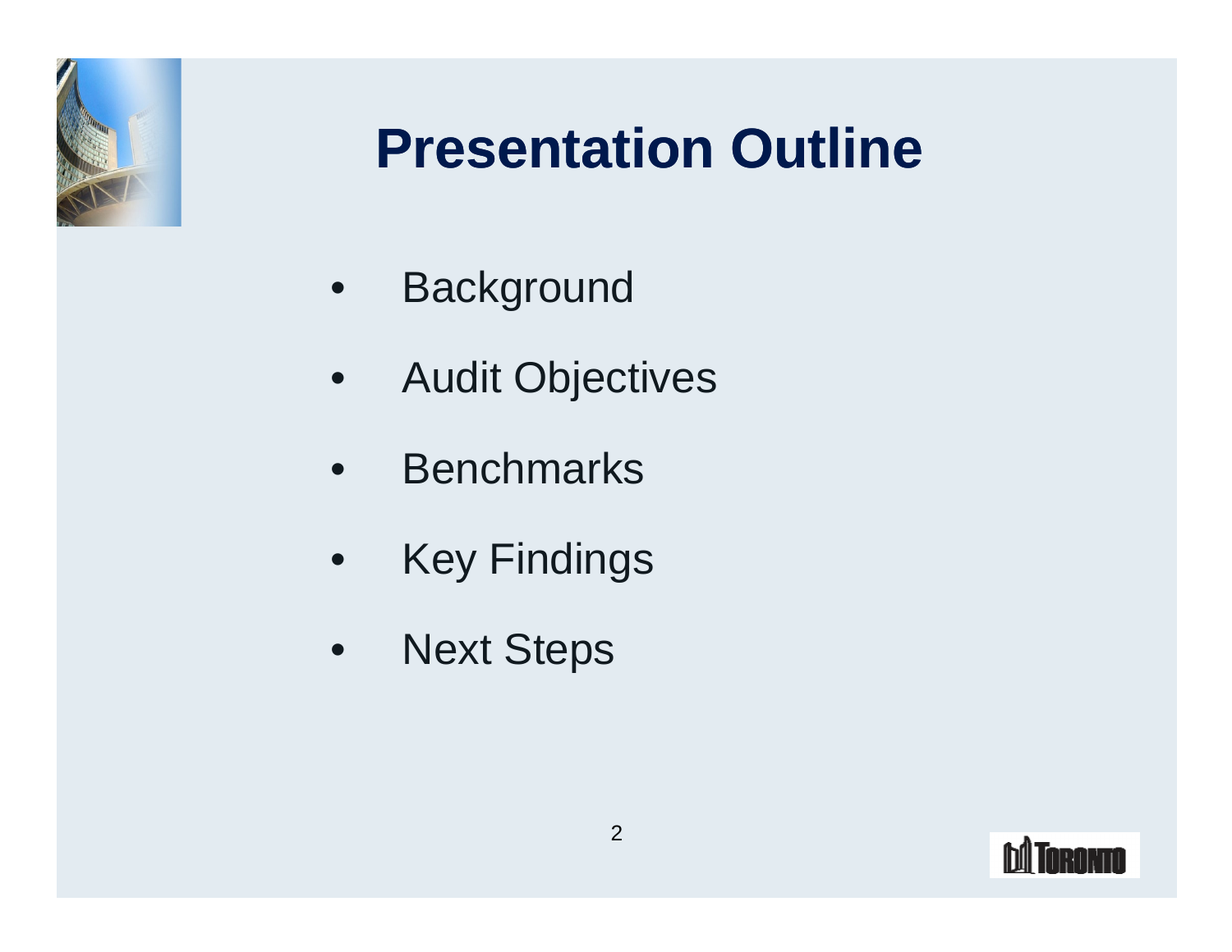# Presentation Outline

- Background
- Audit Objectives
- Benchmarks
- Key Findings
- Next Steps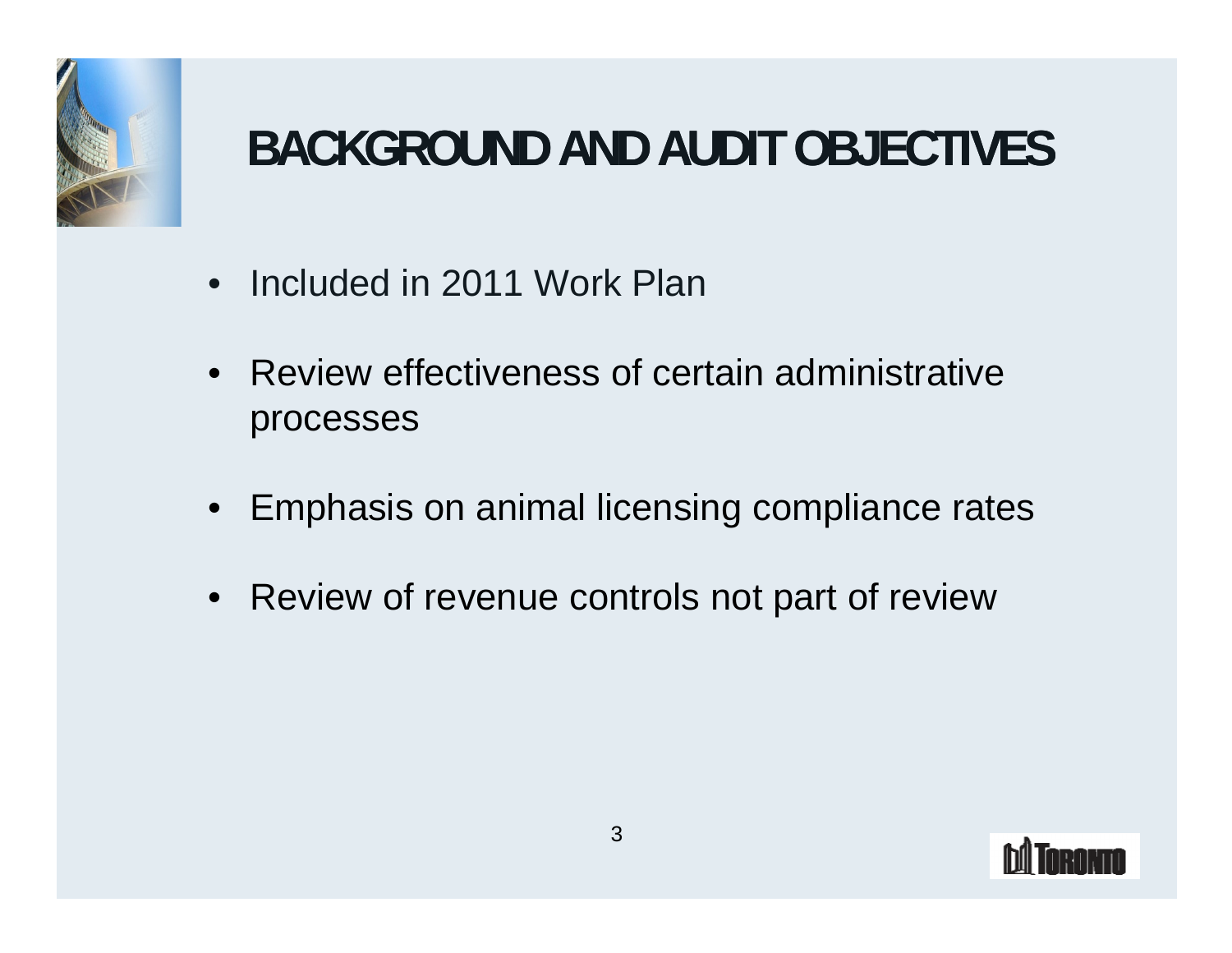# BACKGROUND AND AUDIT OBJECTIVES

- Included in 2011 Work Plan
- Review effectiveness of certain administrative processes
- Emphasis on animal licensing compliance rates
- Review of revenue controls not part of review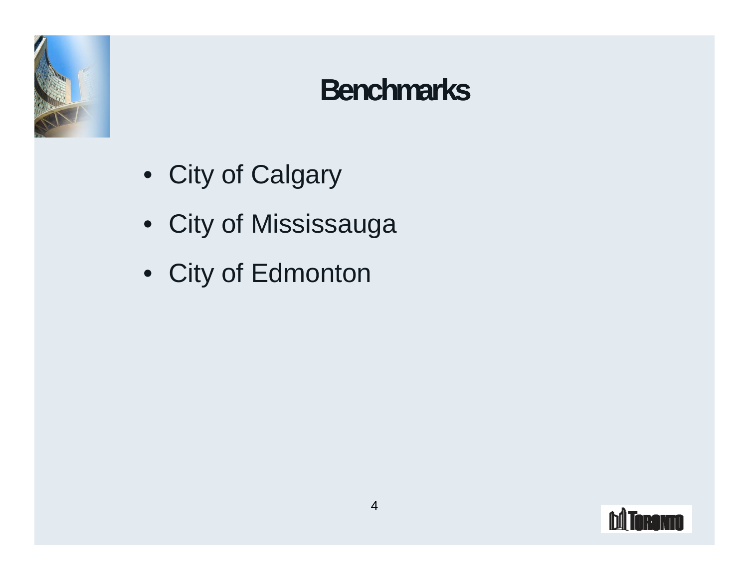# Benchmarks

- City of Calgary
- City of Mississauga
- City of Edmonton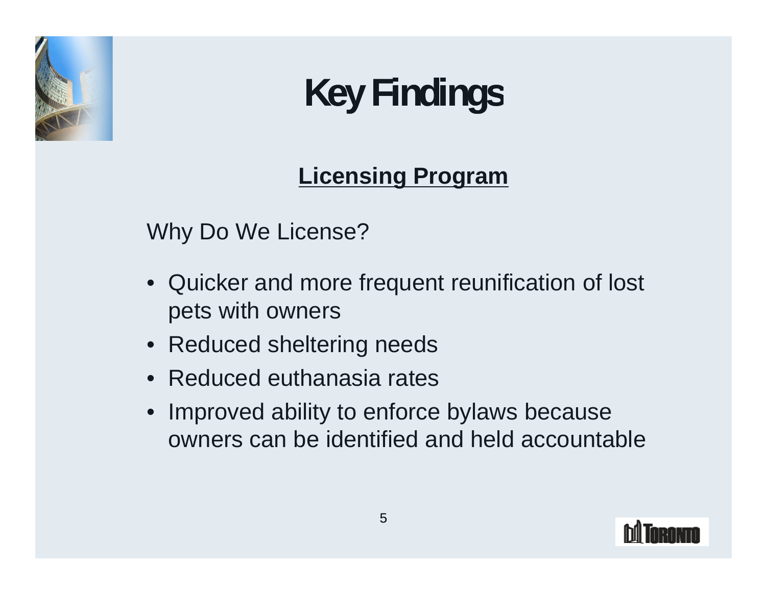# Key Findings

## Licensing Program

Why Do We License?

- Quicker and more frequent reunification of lost pets with owners
- Reduced sheltering needs
- Reduced euthanasia rates
- Improved ability to enforce bylaws because owners can be identified and held accountable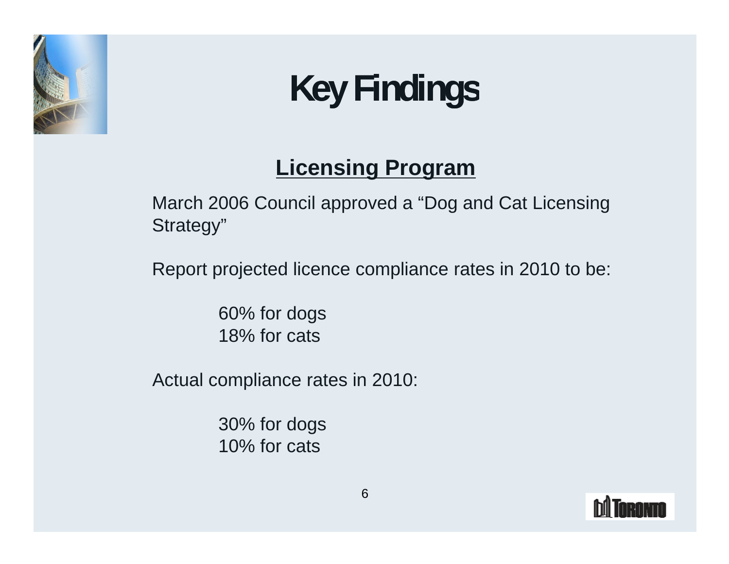# Key Findings

## Licensing Program

March 2006 Council approved a “Dog and Cat Licensing Strategy”

Report projected licence compliance rates in 2010 to be:

> 60% for dogs
> 18% for cats

Actual compliance rates in 2010:

> 30% for dogs
> 10% for cats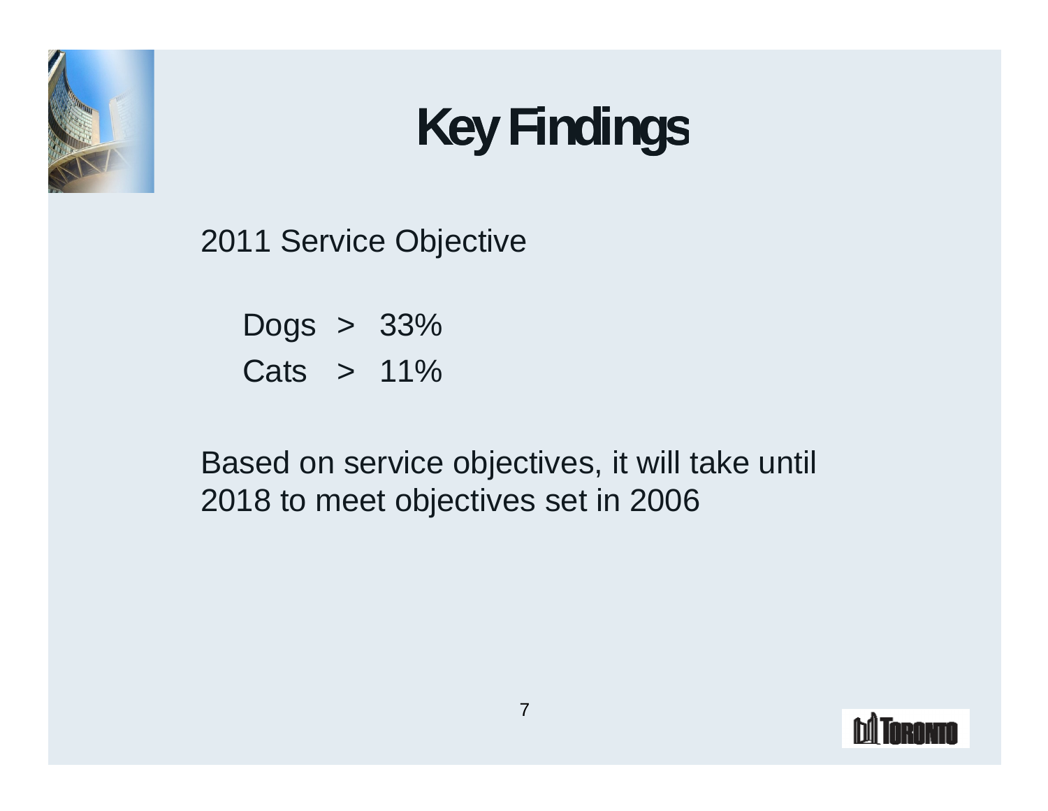# Key Findings

2011 Service Objective

Dogs > 33%

Cats > 11%

Based on service objectives, it will take until 2018 to meet objectives set in 2006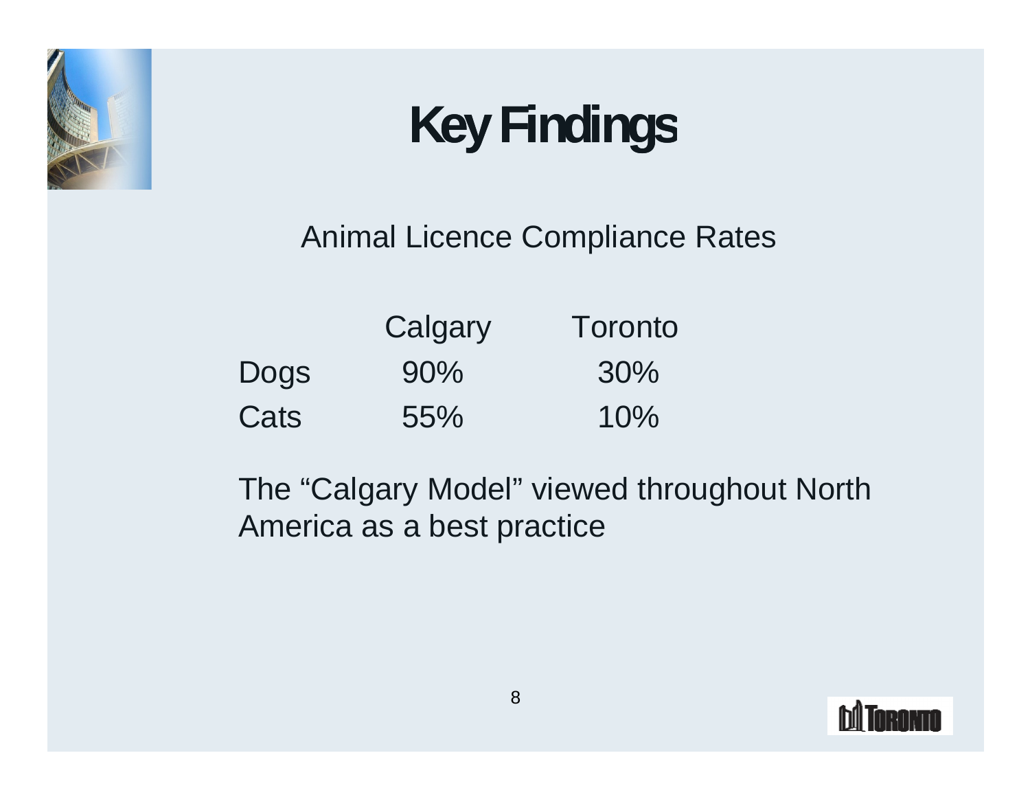# Key Findings

Animal Licence Compliance Rates

| | Calgary | Toronto |
|---|---|---|
| Dogs | 90% | 30% |
| Cats | 55% | 10% |

The “Calgary Model” viewed throughout North America as a best practice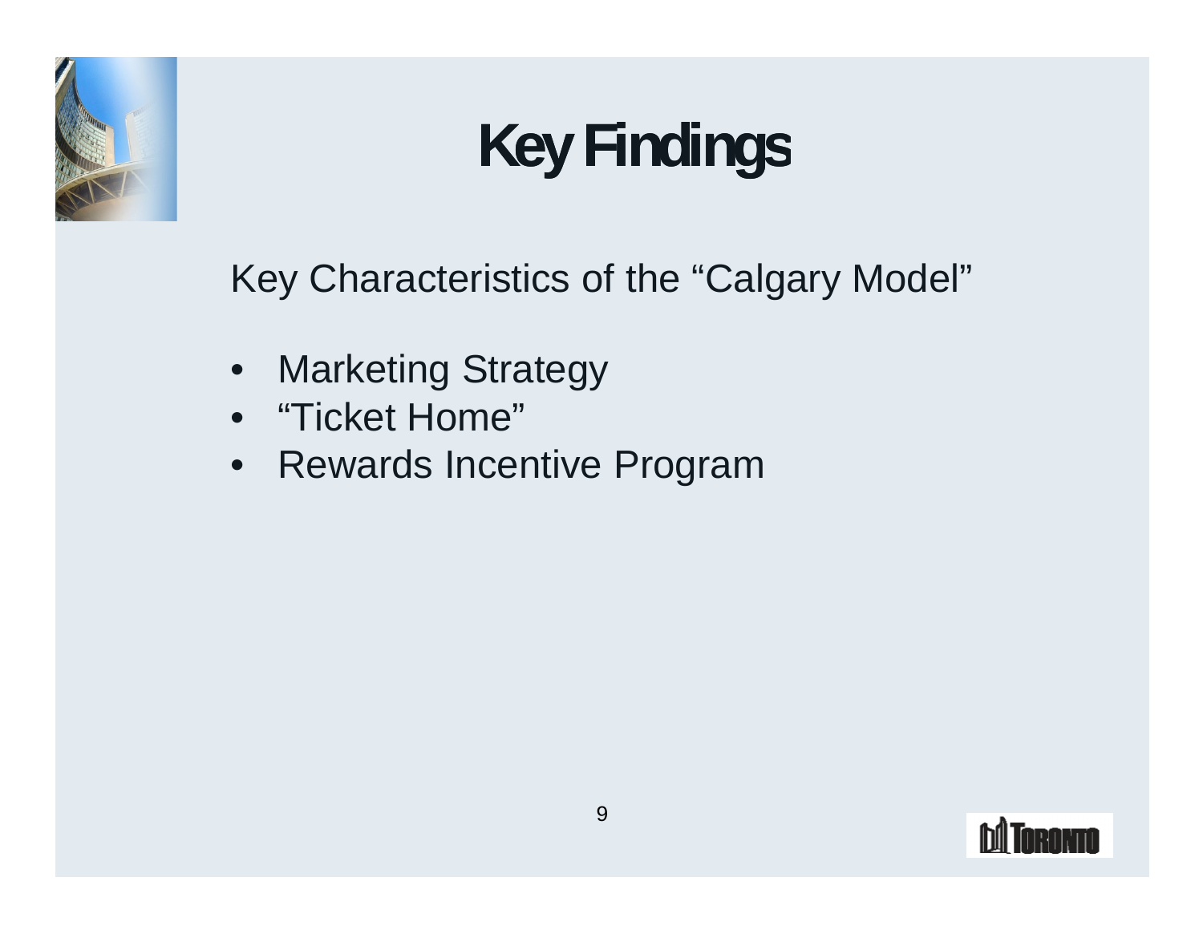# Key Findings

Key Characteristics of the “Calgary Model”

- Marketing Strategy
- “Ticket Home”
- Rewards Incentive Program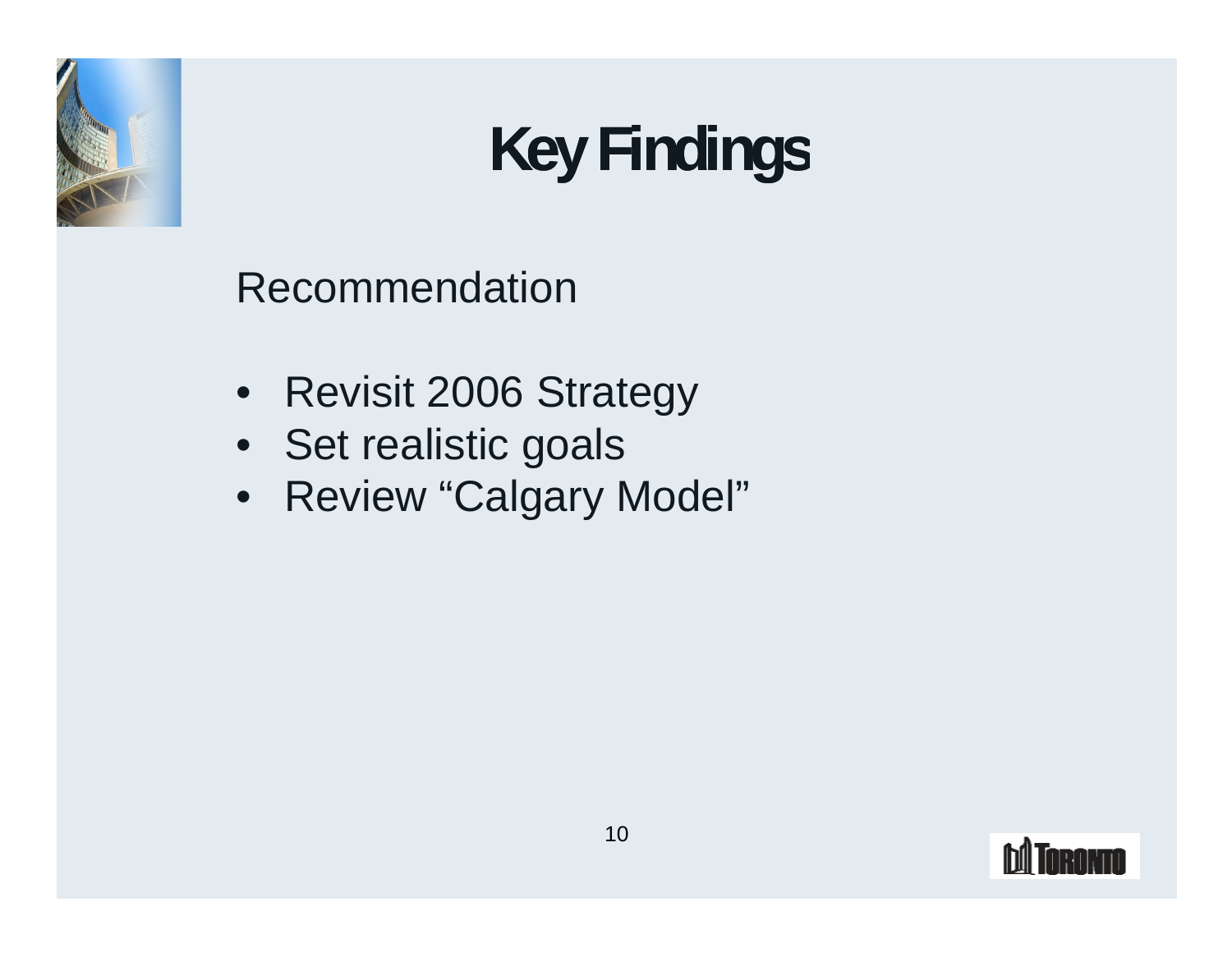# Key Findings

Recommendation

- Revisit 2006 Strategy
- Set realistic goals
- Review “Calgary Model”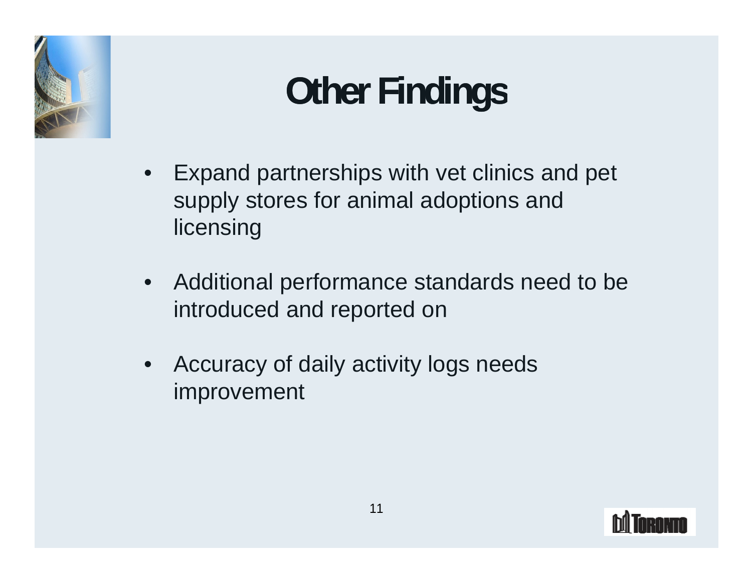# Other Findings

- Expand partnerships with vet clinics and pet supply stores for animal adoptions and licensing
- Additional performance standards need to be introduced and reported on
- Accuracy of daily activity logs needs improvement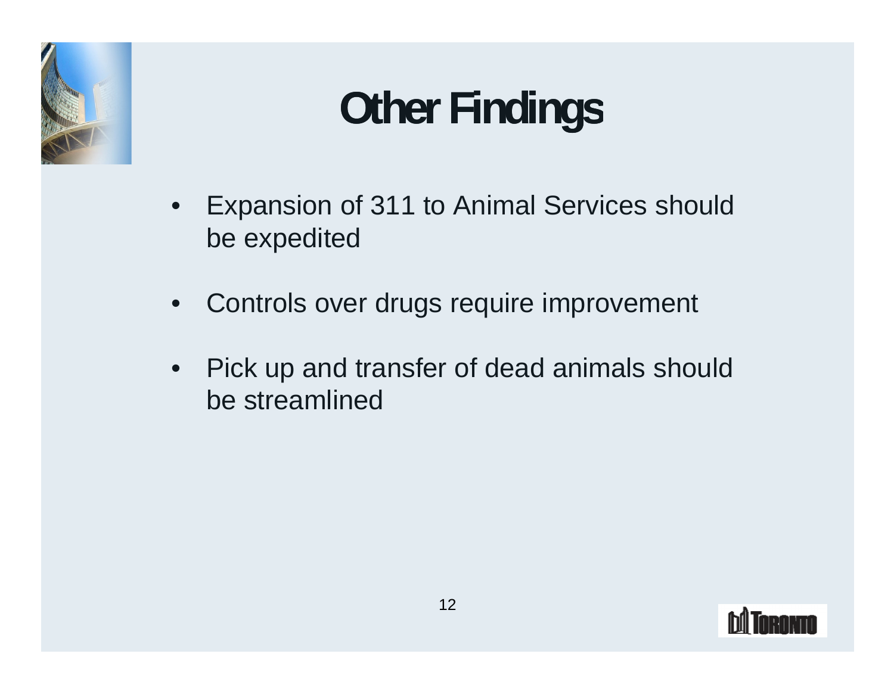# Other Findings

- Expansion of 311 to Animal Services should be expedited
- Controls over drugs require improvement
- Pick up and transfer of dead animals should be streamlined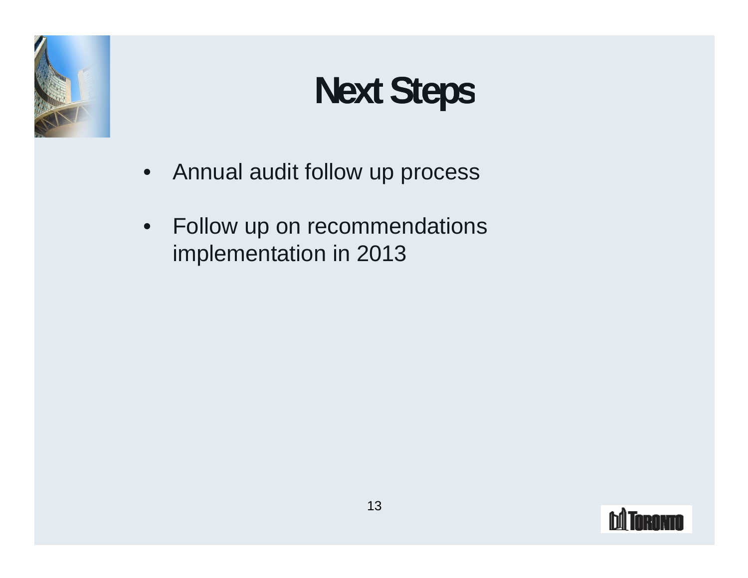# Next Steps

- Annual audit follow up process
- Follow up on recommendations implementation in 2013